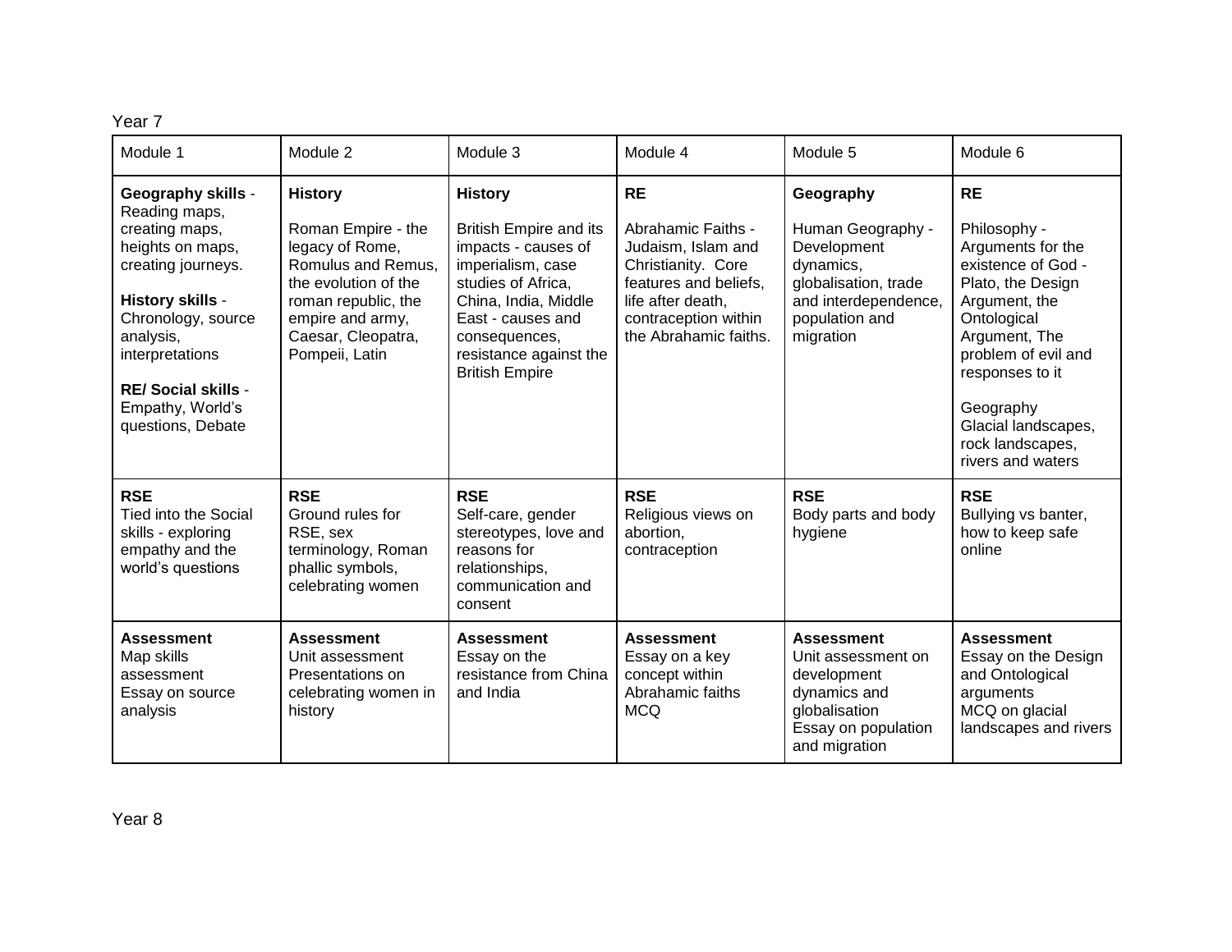Year 7

| Module 1 | Module 2 | Module 3 | Module 4 | Module 5 | Module 6 |
|---|---|---|---|---|---|
| **Geography skills** - Reading maps, creating maps, heights on maps, creating journeys.<br><br>**History skills** - Chronology, source analysis, interpretations<br><br>**RE/ Social skills** - Empathy, World's questions, Debate | **History**<br><br>Roman Empire - the legacy of Rome, Romulus and Remus, the evolution of the roman republic, the empire and army, Caesar, Cleopatra, Pompeii, Latin | **History**<br><br>British Empire and its impacts - causes of imperialism, case studies of Africa, China, India, Middle East - causes and consequences, resistance against the British Empire | **RE**<br><br>Abrahamic Faiths - Judaism, Islam and Christianity. Core features and beliefs, life after death, contraception within the Abrahamic faiths. | **Geography**<br><br>Human Geography - Development dynamics, globalisation, trade and interdependence, population and migration | **RE**<br><br>Philosophy - Arguments for the existence of God - Plato, the Design Argument, the Ontological Argument, The problem of evil and responses to it<br><br>Geography<br>Glacial landscapes, rock landscapes, rivers and waters |
| **RSE**<br>Tied into the Social skills - exploring empathy and the world's questions | **RSE**<br>Ground rules for RSE, sex terminology, Roman phallic symbols, celebrating women | **RSE**<br>Self-care, gender stereotypes, love and reasons for relationships, communication and consent | **RSE**<br>Religious views on abortion, contraception | **RSE**<br>Body parts and body hygiene | **RSE**<br>Bullying vs banter, how to keep safe online |
| **Assessment**<br>Map skills assessment<br>Essay on source analysis | **Assessment**<br>Unit assessment<br>Presentations on celebrating women in history | **Assessment**<br>Essay on the resistance from China and India | **Assessment**<br>Essay on a key concept within Abrahamic faiths<br>MCQ | **Assessment**<br>Unit assessment on development dynamics and globalisation<br>Essay on population and migration | **Assessment**<br>Essay on the Design and Ontological arguments<br>MCQ on glacial landscapes and rivers |

Year 8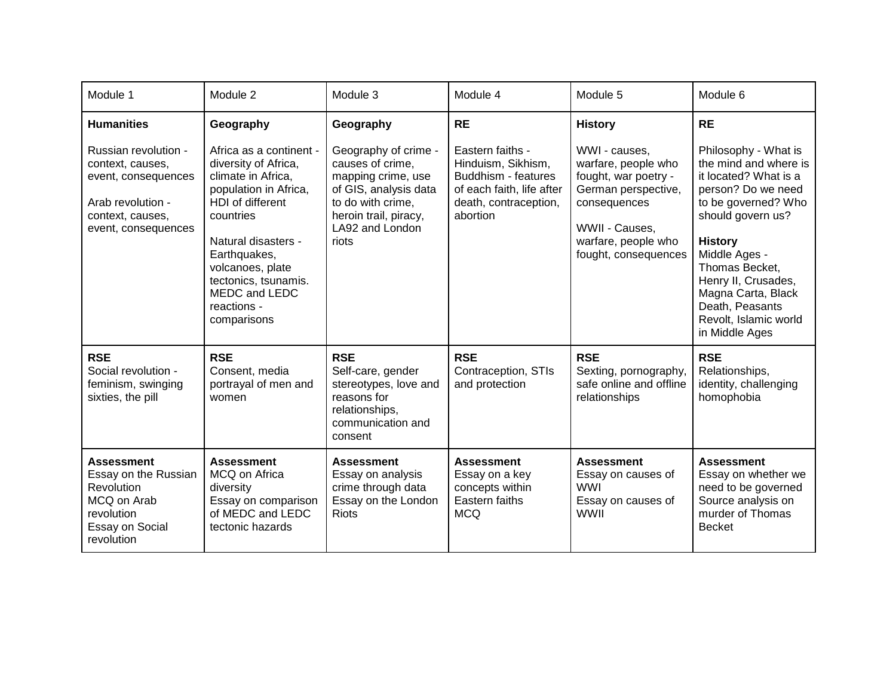| Module 1 | Module 2 | Module 3 | Module 4 | Module 5 | Module 6 |
|---|---|---|---|---|---|
| **Humanities**<br><br>Russian revolution - context, causes, event, consequences<br><br>Arab revolution - context, causes, event, consequences | **Geography**<br><br>Africa as a continent - diversity of Africa, climate in Africa, population in Africa, HDI of different countries<br><br>Natural disasters - Earthquakes, volcanoes, plate tectonics, tsunamis. MEDC and LEDC reactions - comparisons | **Geography**<br><br>Geography of crime - causes of crime, mapping crime, use of GIS, analysis data to do with crime, heroin trail, piracy, LA92 and London riots | **RE**<br><br>Eastern faiths - Hinduism, Sikhism, Buddhism - features of each faith, life after death, contraception, abortion | **History**<br><br>WWI - causes, warfare, people who fought, war poetry - German perspective, consequences<br><br>WWII - Causes, warfare, people who fought, consequences | **RE**<br><br>Philosophy - What is the mind and where is it located? What is a person? Do we need to be governed? Who should govern us?<br><br>**History**<br>Middle Ages - Thomas Becket, Henry II, Crusades, Magna Carta, Black Death, Peasants Revolt, Islamic world in Middle Ages |
| **RSE**<br>Social revolution - feminism, swinging sixties, the pill | **RSE**<br>Consent, media portrayal of men and women | **RSE**<br>Self-care, gender stereotypes, love and reasons for relationships, communication and consent | **RSE**<br>Contraception, STIs and protection | **RSE**<br>Sexting, pornography, safe online and offline relationships | **RSE**<br>Relationships, identity, challenging homophobia |
| **Assessment**<br>Essay on the Russian Revolution<br>MCQ on Arab revolution<br>Essay on Social revolution | **Assessment**<br>MCQ on Africa diversity<br>Essay on comparison of MEDC and LEDC tectonic hazards | **Assessment**<br>Essay on analysis crime through data<br>Essay on the London Riots | **Assessment**<br>Essay on a key concepts within Eastern faiths<br>MCQ | **Assessment**<br>Essay on causes of WWI<br>Essay on causes of WWII | **Assessment**<br>Essay on whether we need to be governed<br>Source analysis on murder of Thomas Becket |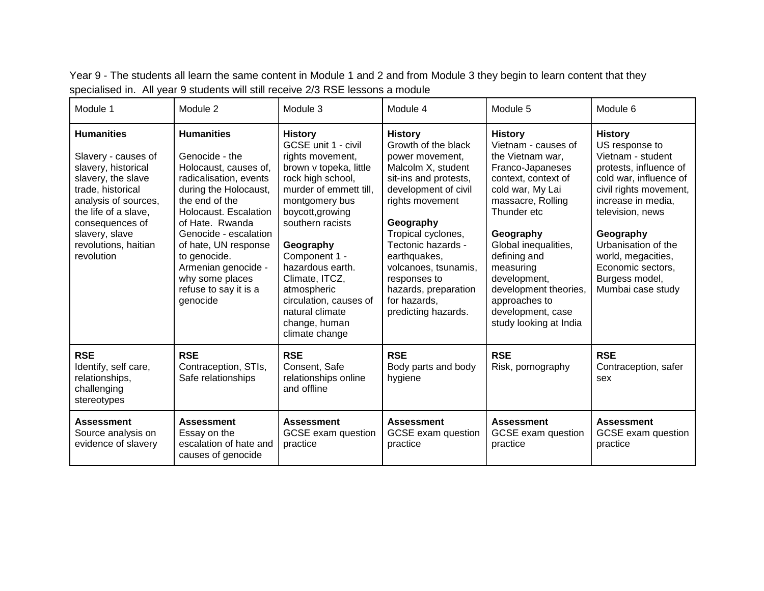Year 9 - The students all learn the same content in Module 1 and 2 and from Module 3 they begin to learn content that they specialised in.  All year 9 students will still receive 2/3 RSE lessons a module

| Module 1 | Module 2 | Module 3 | Module 4 | Module 5 | Module 6 |
|---|---|---|---|---|---|
| **Humanities**<br><br>Slavery - causes of slavery, historical slavery, the slave trade, historical analysis of sources, the life of a slave, consequences of slavery, slave revolutions, haitian revolution | **Humanities**<br><br>Genocide - the Holocaust, causes of, radicalisation, events during the Holocaust, the end of the Holocaust. Escalation of Hate.  Rwanda Genocide - escalation of hate, UN response to genocide. Armenian genocide - why some places refuse to say it is a genocide | **History**<br>GCSE unit 1 - civil rights movement, brown v topeka, little rock high school, murder of emmett till, montgomery bus boycott,growing southern racists<br><br>**Geography**<br>Component 1 - hazardous earth. Climate, ITCZ, atmospheric circulation, causes of natural climate change, human climate change | **History**<br>Growth of the black power movement, Malcolm X, student sit-ins and protests, development of civil rights movement<br><br>**Geography**<br>Tropical cyclones, Tectonic hazards - earthquakes, volcanoes, tsunamis, responses to hazards, preparation for hazards, predicting hazards. | **History**<br>Vietnam - causes of the Vietnam war, Franco-Japaneses context, context of cold war, My Lai massacre, Rolling Thunder etc<br><br>**Geography**<br>Global inequalities, defining and measuring development, development theories, approaches to development, case study looking at India | **History**<br>US response to Vietnam - student protests, influence of cold war, influence of civil rights movement, increase in media, television, news<br><br>**Geography**<br>Urbanisation of the world, megacities, Economic sectors, Burgess model, Mumbai case study |
| **RSE**<br>Identify, self care, relationships, challenging stereotypes | **RSE**<br>Contraception, STIs, Safe relationships | **RSE**<br>Consent, Safe relationships online and offline | **RSE**<br>Body parts and body hygiene | **RSE**<br>Risk, pornography | **RSE**<br>Contraception, safer sex |
| **Assessment**<br>Source analysis on evidence of slavery | **Assessment**<br>Essay on the escalation of hate and causes of genocide | **Assessment**<br>GCSE exam question practice | **Assessment**<br>GCSE exam question practice | **Assessment**<br>GCSE exam question practice | **Assessment**<br>GCSE exam question practice |